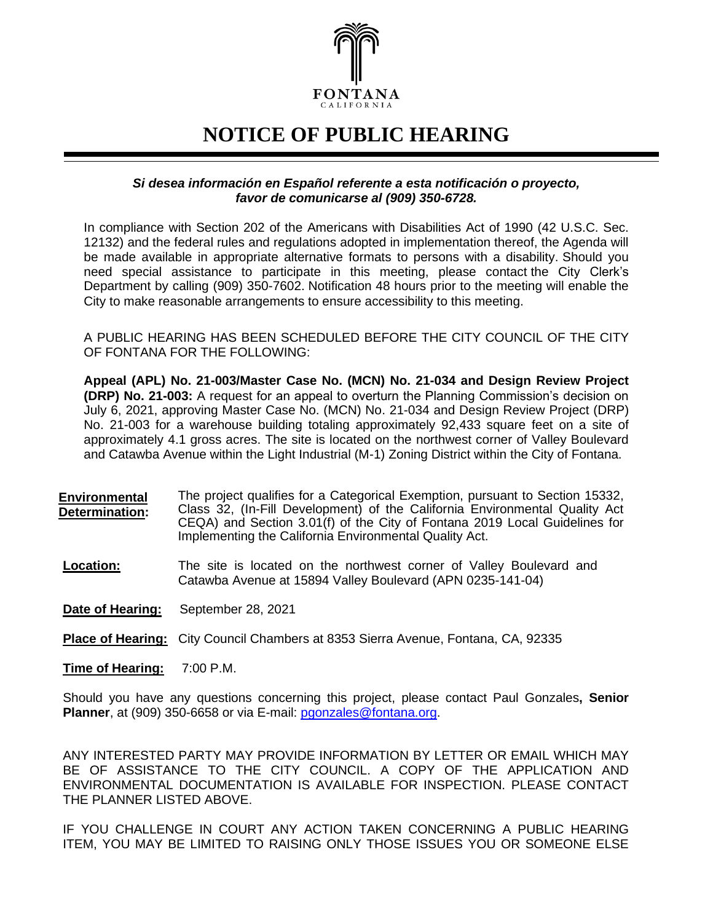FONTANA
CALIFORNIA

# NOTICE OF PUBLIC HEARING

***Si desea información en Español referente a esta notificación o proyecto, favor de comunicarse al (909) 350-6728.***

In compliance with Section 202 of the Americans with Disabilities Act of 1990 (42 U.S.C. Sec. 12132) and the federal rules and regulations adopted in implementation thereof, the Agenda will be made available in appropriate alternative formats to persons with a disability. Should you need special assistance to participate in this meeting, please contact the City Clerk's Department by calling (909) 350-7602. Notification 48 hours prior to the meeting will enable the City to make reasonable arrangements to ensure accessibility to this meeting.

A PUBLIC HEARING HAS BEEN SCHEDULED BEFORE THE CITY COUNCIL OF THE CITY OF FONTANA FOR THE FOLLOWING:

**Appeal (APL) No. 21-003/Master Case No. (MCN) No. 21-034 and Design Review Project (DRP) No. 21-003:** A request for an appeal to overturn the Planning Commission's decision on July 6, 2021, approving Master Case No. (MCN) No. 21-034 and Design Review Project (DRP) No. 21-003 for a warehouse building totaling approximately 92,433 square feet on a site of approximately 4.1 gross acres. The site is located on the northwest corner of Valley Boulevard and Catawba Avenue within the Light Industrial (M-1) Zoning District within the City of Fontana.

**Environmental Determination:** The project qualifies for a Categorical Exemption, pursuant to Section 15332, Class 32, (In-Fill Development) of the California Environmental Quality Act CEQA) and Section 3.01(f) of the City of Fontana 2019 Local Guidelines for Implementing the California Environmental Quality Act.

**Location:** The site is located on the northwest corner of Valley Boulevard and Catawba Avenue at 15894 Valley Boulevard (APN 0235-141-04)

**Date of Hearing:** September 28, 2021

**Place of Hearing:** City Council Chambers at 8353 Sierra Avenue, Fontana, CA, 92335

**Time of Hearing:** 7:00 P.M.

Should you have any questions concerning this project, please contact Paul Gonzales**, Senior Planner**, at (909) 350-6658 or via E-mail: pgonzales@fontana.org.

ANY INTERESTED PARTY MAY PROVIDE INFORMATION BY LETTER OR EMAIL WHICH MAY BE OF ASSISTANCE TO THE CITY COUNCIL. A COPY OF THE APPLICATION AND ENVIRONMENTAL DOCUMENTATION IS AVAILABLE FOR INSPECTION. PLEASE CONTACT THE PLANNER LISTED ABOVE.

IF YOU CHALLENGE IN COURT ANY ACTION TAKEN CONCERNING A PUBLIC HEARING ITEM, YOU MAY BE LIMITED TO RAISING ONLY THOSE ISSUES YOU OR SOMEONE ELSE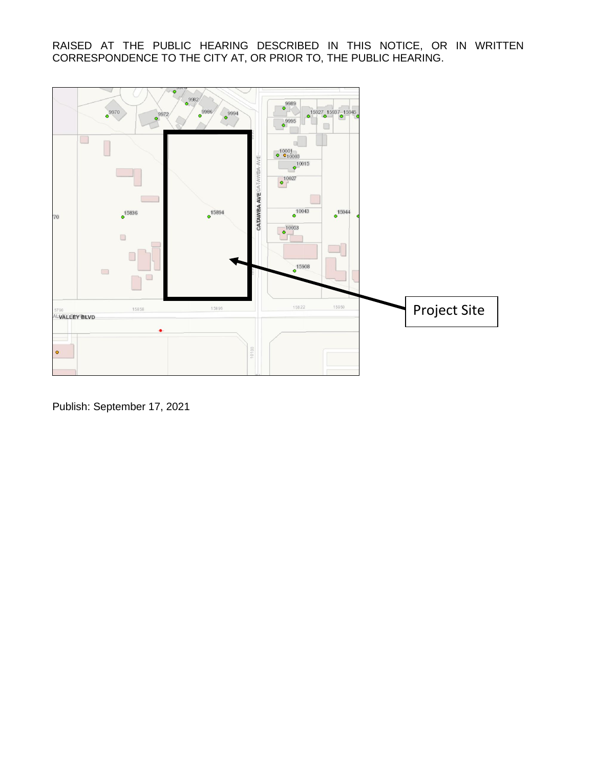RAISED AT THE PUBLIC HEARING DESCRIBED IN THIS NOTICE, OR IN WRITTEN CORRESPONDENCE TO THE CITY AT, OR PRIOR TO, THE PUBLIC HEARING.

9970
9972
9982
9986
9994
9989
15927
15937
15945
9995
10001
10003
10015
10027
CATAWBA AVE
15836
15894
10043
15944
10053
15908
15858
15896
15922
15950
VALLEY BLVD
10100

Project Site

Publish: September 17, 2021